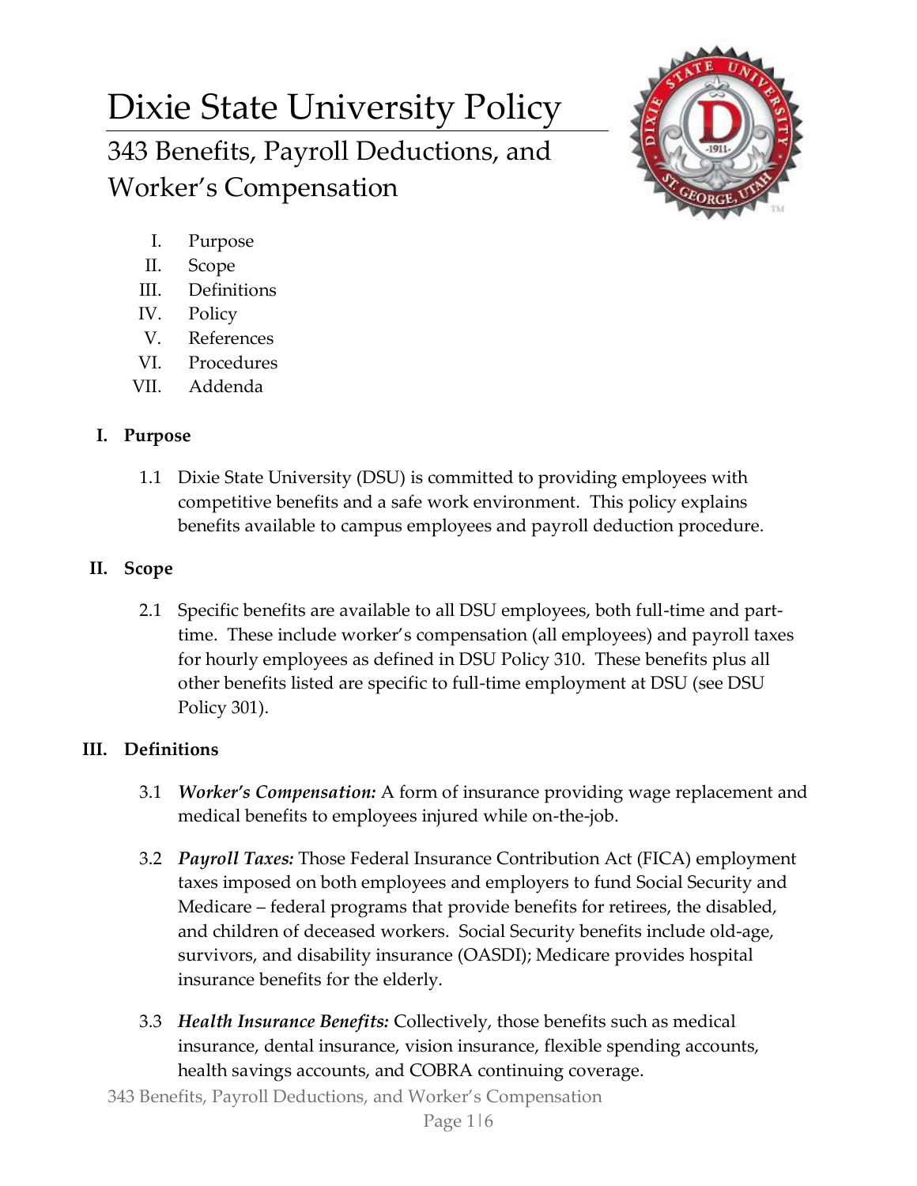# Dixie State University Policy

## 343 Benefits, Payroll Deductions, and Worker's Compensation

I. Purpose
II. Scope
III. Definitions
IV. Policy
V. References
VI. Procedures
VII. Addenda

### I. Purpose

1.1 Dixie State University (DSU) is committed to providing employees with competitive benefits and a safe work environment. This policy explains benefits available to campus employees and payroll deduction procedure.

### II. Scope

2.1 Specific benefits are available to all DSU employees, both full-time and part-time. These include worker's compensation (all employees) and payroll taxes for hourly employees as defined in DSU Policy 310. These benefits plus all other benefits listed are specific to full-time employment at DSU (see DSU Policy 301).

### III. Definitions

3.1 ***Worker's Compensation:*** A form of insurance providing wage replacement and medical benefits to employees injured while on-the-job.

3.2 ***Payroll Taxes:*** Those Federal Insurance Contribution Act (FICA) employment taxes imposed on both employees and employers to fund Social Security and Medicare – federal programs that provide benefits for retirees, the disabled, and children of deceased workers. Social Security benefits include old-age, survivors, and disability insurance (OASDI); Medicare provides hospital insurance benefits for the elderly.

3.3 ***Health Insurance Benefits:*** Collectively, those benefits such as medical insurance, dental insurance, vision insurance, flexible spending accounts, health savings accounts, and COBRA continuing coverage.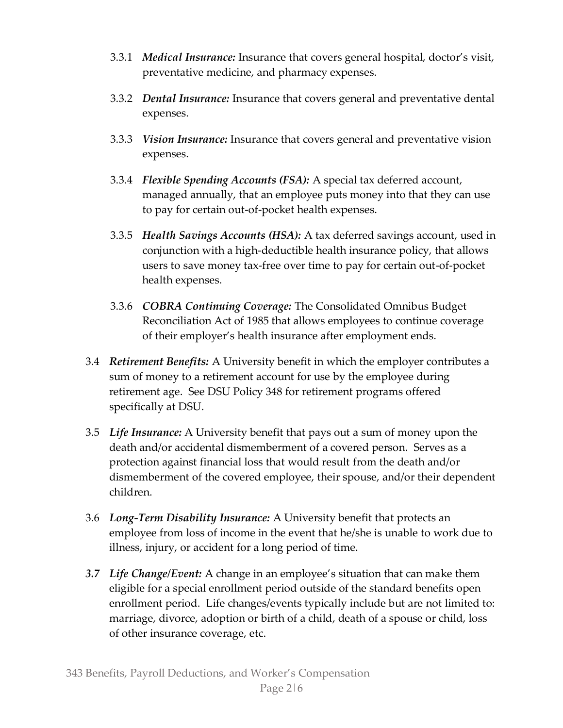3.3.1 ***Medical Insurance:*** Insurance that covers general hospital, doctor's visit, preventative medicine, and pharmacy expenses.

3.3.2 ***Dental Insurance:*** Insurance that covers general and preventative dental expenses.

3.3.3 ***Vision Insurance:*** Insurance that covers general and preventative vision expenses.

3.3.4 ***Flexible Spending Accounts (FSA):*** A special tax deferred account, managed annually, that an employee puts money into that they can use to pay for certain out-of-pocket health expenses.

3.3.5 ***Health Savings Accounts (HSA):*** A tax deferred savings account, used in conjunction with a high-deductible health insurance policy, that allows users to save money tax-free over time to pay for certain out-of-pocket health expenses.

3.3.6 ***COBRA Continuing Coverage:*** The Consolidated Omnibus Budget Reconciliation Act of 1985 that allows employees to continue coverage of their employer's health insurance after employment ends.

3.4 ***Retirement Benefits:*** A University benefit in which the employer contributes a sum of money to a retirement account for use by the employee during retirement age. See DSU Policy 348 for retirement programs offered specifically at DSU.

3.5 ***Life Insurance:*** A University benefit that pays out a sum of money upon the death and/or accidental dismemberment of a covered person. Serves as a protection against financial loss that would result from the death and/or dismemberment of the covered employee, their spouse, and/or their dependent children.

3.6 ***Long-Term Disability Insurance:*** A University benefit that protects an employee from loss of income in the event that he/she is unable to work due to illness, injury, or accident for a long period of time.

***3.7 Life Change/Event:*** A change in an employee's situation that can make them eligible for a special enrollment period outside of the standard benefits open enrollment period. Life changes/events typically include but are not limited to: marriage, divorce, adoption or birth of a child, death of a spouse or child, loss of other insurance coverage, etc.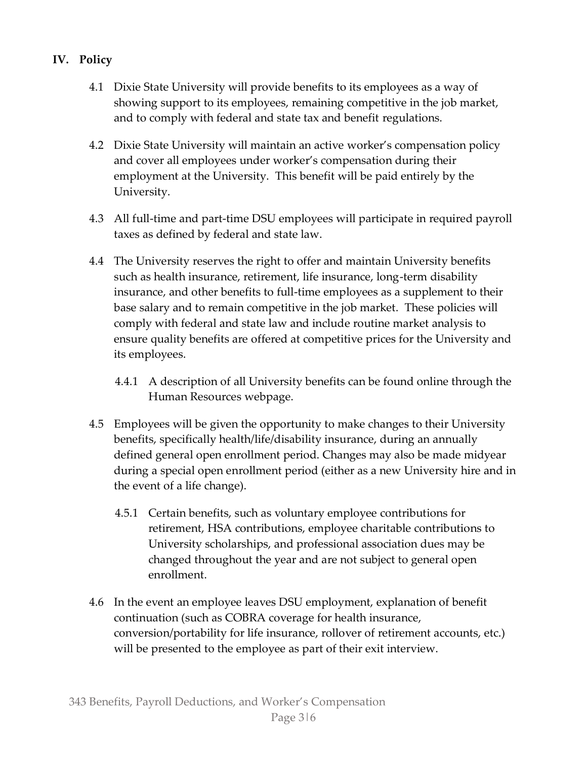## IV. Policy

4.1 Dixie State University will provide benefits to its employees as a way of showing support to its employees, remaining competitive in the job market, and to comply with federal and state tax and benefit regulations.

4.2 Dixie State University will maintain an active worker's compensation policy and cover all employees under worker's compensation during their employment at the University. This benefit will be paid entirely by the University.

4.3 All full-time and part-time DSU employees will participate in required payroll taxes as defined by federal and state law.

4.4 The University reserves the right to offer and maintain University benefits such as health insurance, retirement, life insurance, long-term disability insurance, and other benefits to full-time employees as a supplement to their base salary and to remain competitive in the job market. These policies will comply with federal and state law and include routine market analysis to ensure quality benefits are offered at competitive prices for the University and its employees.

4.4.1 A description of all University benefits can be found online through the Human Resources webpage.

4.5 Employees will be given the opportunity to make changes to their University benefits, specifically health/life/disability insurance, during an annually defined general open enrollment period. Changes may also be made midyear during a special open enrollment period (either as a new University hire and in the event of a life change).

4.5.1 Certain benefits, such as voluntary employee contributions for retirement, HSA contributions, employee charitable contributions to University scholarships, and professional association dues may be changed throughout the year and are not subject to general open enrollment.

4.6 In the event an employee leaves DSU employment, explanation of benefit continuation (such as COBRA coverage for health insurance, conversion/portability for life insurance, rollover of retirement accounts, etc.) will be presented to the employee as part of their exit interview.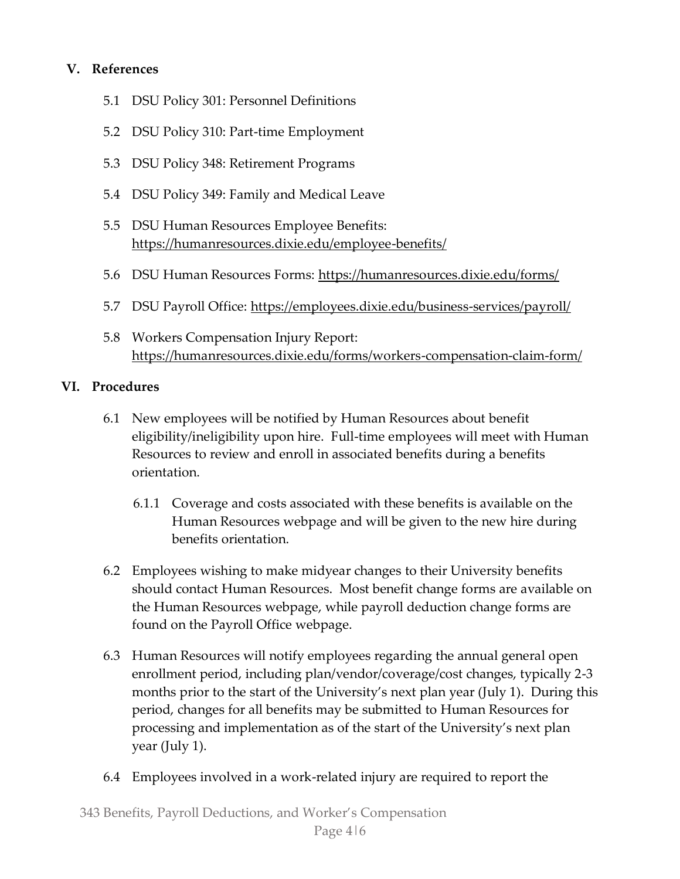## V. References

5.1 DSU Policy 301: Personnel Definitions

5.2 DSU Policy 310: Part-time Employment

5.3 DSU Policy 348: Retirement Programs

5.4 DSU Policy 349: Family and Medical Leave

5.5 DSU Human Resources Employee Benefits: https://humanresources.dixie.edu/employee-benefits/

5.6 DSU Human Resources Forms: https://humanresources.dixie.edu/forms/

5.7 DSU Payroll Office: https://employees.dixie.edu/business-services/payroll/

5.8 Workers Compensation Injury Report: https://humanresources.dixie.edu/forms/workers-compensation-claim-form/

## VI. Procedures

6.1 New employees will be notified by Human Resources about benefit eligibility/ineligibility upon hire. Full-time employees will meet with Human Resources to review and enroll in associated benefits during a benefits orientation.

6.1.1 Coverage and costs associated with these benefits is available on the Human Resources webpage and will be given to the new hire during benefits orientation.

6.2 Employees wishing to make midyear changes to their University benefits should contact Human Resources. Most benefit change forms are available on the Human Resources webpage, while payroll deduction change forms are found on the Payroll Office webpage.

6.3 Human Resources will notify employees regarding the annual general open enrollment period, including plan/vendor/coverage/cost changes, typically 2-3 months prior to the start of the University's next plan year (July 1). During this period, changes for all benefits may be submitted to Human Resources for processing and implementation as of the start of the University's next plan year (July 1).

6.4 Employees involved in a work-related injury are required to report the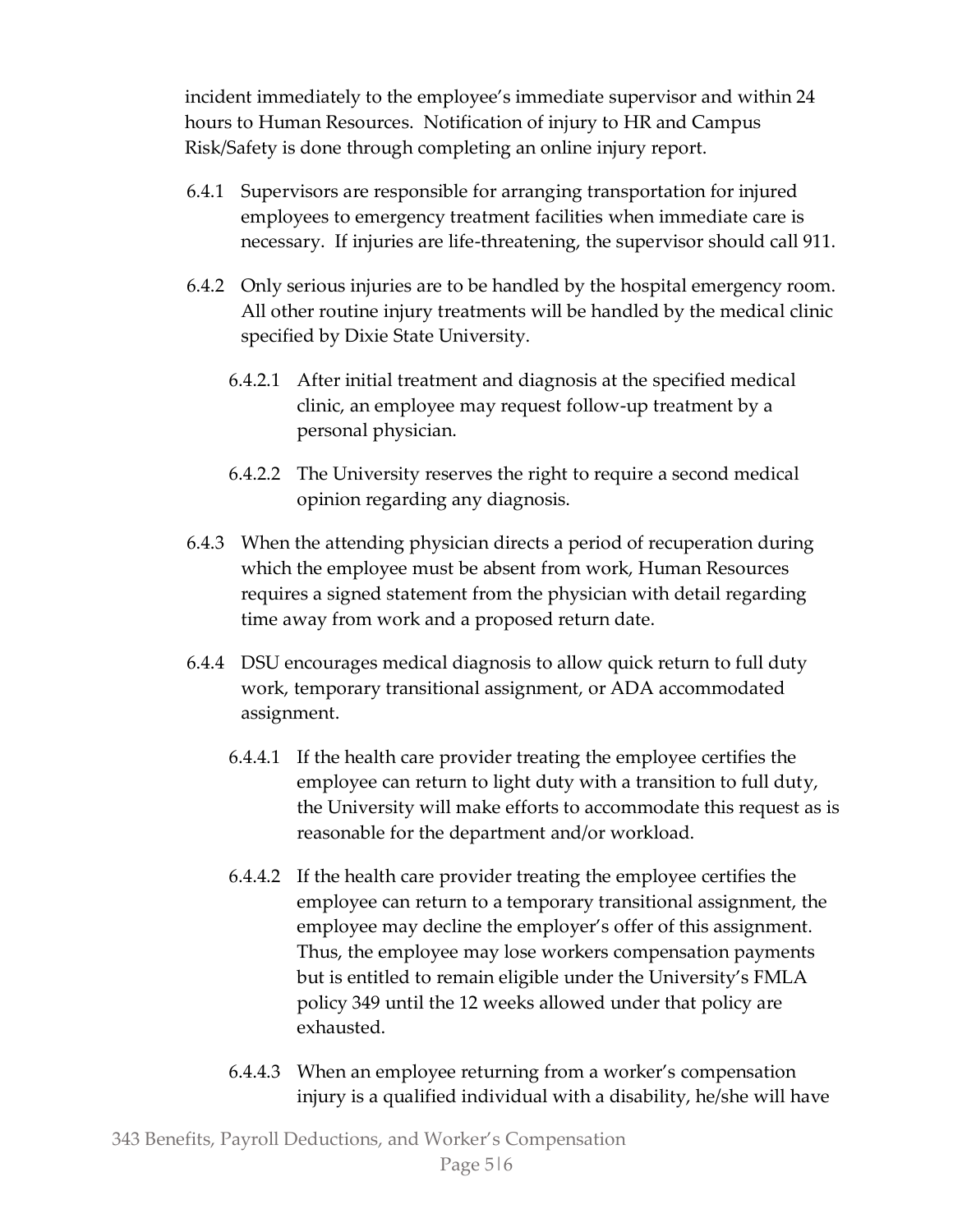incident immediately to the employee's immediate supervisor and within 24 hours to Human Resources. Notification of injury to HR and Campus Risk/Safety is done through completing an online injury report.

6.4.1 Supervisors are responsible for arranging transportation for injured employees to emergency treatment facilities when immediate care is necessary. If injuries are life-threatening, the supervisor should call 911.

6.4.2 Only serious injuries are to be handled by the hospital emergency room. All other routine injury treatments will be handled by the medical clinic specified by Dixie State University.

6.4.2.1 After initial treatment and diagnosis at the specified medical clinic, an employee may request follow-up treatment by a personal physician.

6.4.2.2 The University reserves the right to require a second medical opinion regarding any diagnosis.

6.4.3 When the attending physician directs a period of recuperation during which the employee must be absent from work, Human Resources requires a signed statement from the physician with detail regarding time away from work and a proposed return date.

6.4.4 DSU encourages medical diagnosis to allow quick return to full duty work, temporary transitional assignment, or ADA accommodated assignment.

6.4.4.1 If the health care provider treating the employee certifies the employee can return to light duty with a transition to full duty, the University will make efforts to accommodate this request as is reasonable for the department and/or workload.

6.4.4.2 If the health care provider treating the employee certifies the employee can return to a temporary transitional assignment, the employee may decline the employer's offer of this assignment. Thus, the employee may lose workers compensation payments but is entitled to remain eligible under the University's FMLA policy 349 until the 12 weeks allowed under that policy are exhausted.

6.4.4.3 When an employee returning from a worker's compensation injury is a qualified individual with a disability, he/she will have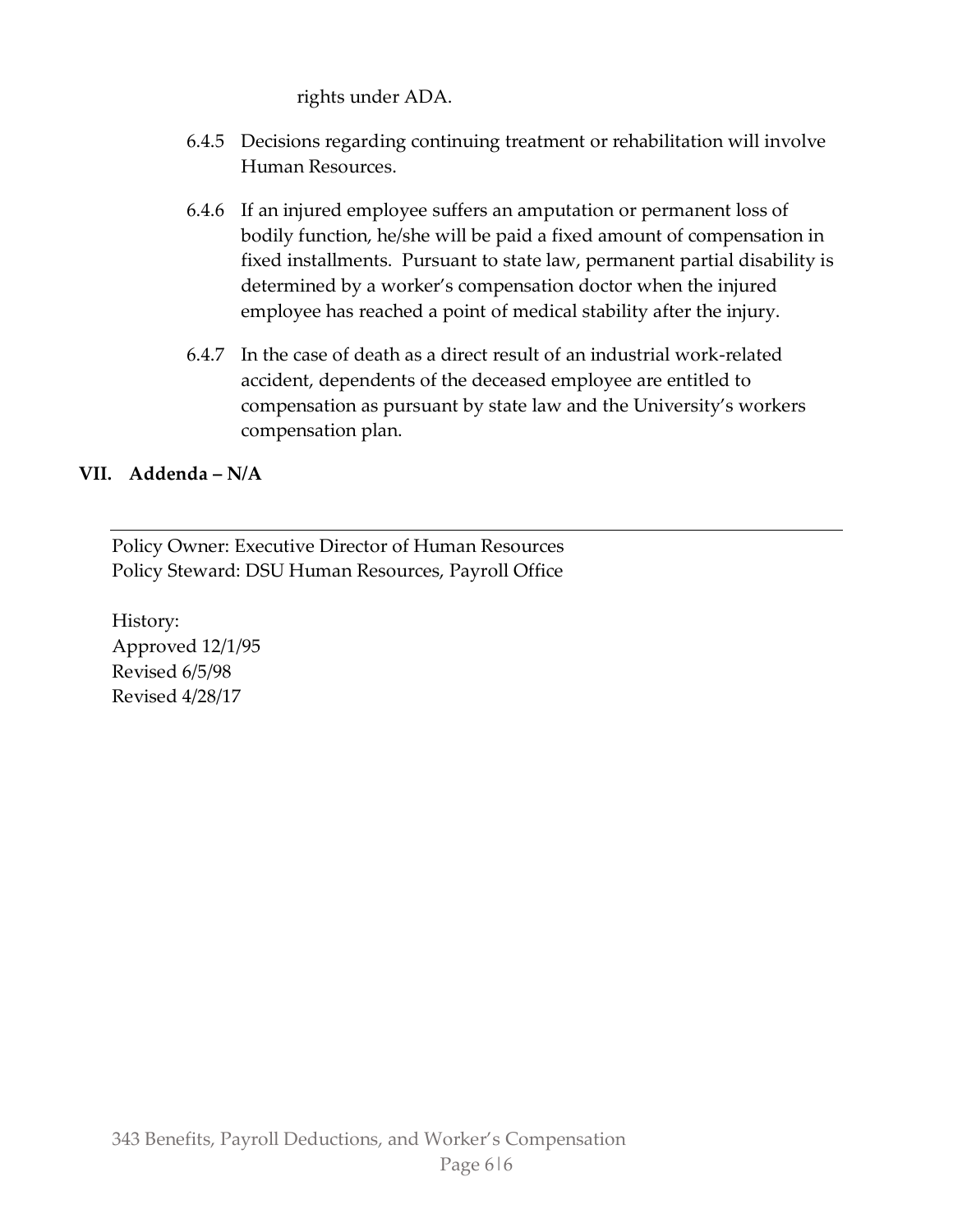rights under ADA.

6.4.5 Decisions regarding continuing treatment or rehabilitation will involve Human Resources.

6.4.6 If an injured employee suffers an amputation or permanent loss of bodily function, he/she will be paid a fixed amount of compensation in fixed installments. Pursuant to state law, permanent partial disability is determined by a worker's compensation doctor when the injured employee has reached a point of medical stability after the injury.

6.4.7 In the case of death as a direct result of an industrial work-related accident, dependents of the deceased employee are entitled to compensation as pursuant by state law and the University's workers compensation plan.

## VII. Addenda – N/A

---

Policy Owner: Executive Director of Human Resources
Policy Steward: DSU Human Resources, Payroll Office

History:
Approved 12/1/95
Revised 6/5/98
Revised 4/28/17